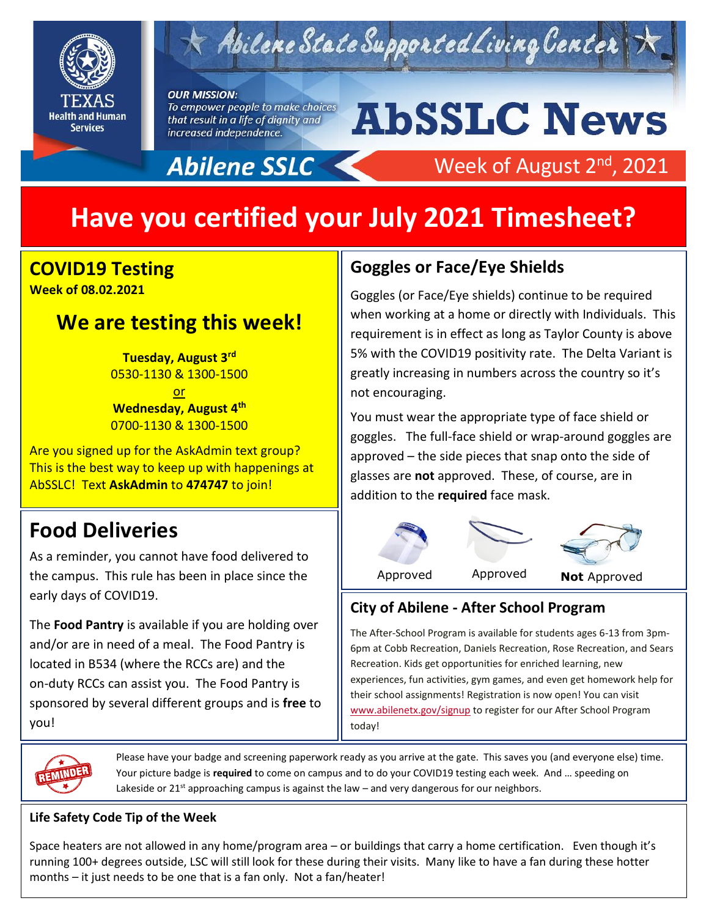Abilene State Supported Living Center

TEXAS Health and Human Services

***OUR MISSION:***
*To empower people to make choices that result in a life of dignity and increased independence.*

# AbSSLC News

**Abilene SSLC**

Week of August 2nd, 2021

# Have you certified your July 2021 Timesheet?

## COVID19 Testing

**Week of 08.02.2021**

### We are testing this week!

**Tuesday, August 3rd**
0530-1130 & 1300-1500
or
**Wednesday, August 4th**
0700-1130 & 1300-1500

Are you signed up for the AskAdmin text group? This is the best way to keep up with happenings at AbSSLC! Text **AskAdmin** to **474747** to join!

## Food Deliveries

As a reminder, you cannot have food delivered to the campus. This rule has been in place since the early days of COVID19.

The **Food Pantry** is available if you are holding over and/or are in need of a meal. The Food Pantry is located in B534 (where the RCCs are) and the on-duty RCCs can assist you. The Food Pantry is sponsored by several different groups and is **free** to you!

## Goggles or Face/Eye Shields

Goggles (or Face/Eye shields) continue to be required when working at a home or directly with Individuals. This requirement is in effect as long as Taylor County is above 5% with the COVID19 positivity rate. The Delta Variant is greatly increasing in numbers across the country so it's not encouraging.

You must wear the appropriate type of face shield or goggles. The full-face shield or wrap-around goggles are approved – the side pieces that snap onto the side of glasses are **not** approved. These, of course, are in addition to the **required** face mask.

Approved — Approved — **Not** Approved

## City of Abilene - After School Program

The After-School Program is available for students ages 6-13 from 3pm-6pm at Cobb Recreation, Daniels Recreation, Rose Recreation, and Sears Recreation. Kids get opportunities for enriched learning, new experiences, fun activities, gym games, and even get homework help for their school assignments! Registration is now open! You can visit www.abilenetx.gov/signup to register for our After School Program today!

REMINDER

Please have your badge and screening paperwork ready as you arrive at the gate. This saves you (and everyone else) time. Your picture badge is **required** to come on campus and to do your COVID19 testing each week. And … speeding on Lakeside or 21st approaching campus is against the law – and very dangerous for our neighbors.

**Life Safety Code Tip of the Week**

Space heaters are not allowed in any home/program area – or buildings that carry a home certification. Even though it's running 100+ degrees outside, LSC will still look for these during their visits. Many like to have a fan during these hotter months – it just needs to be one that is a fan only. Not a fan/heater!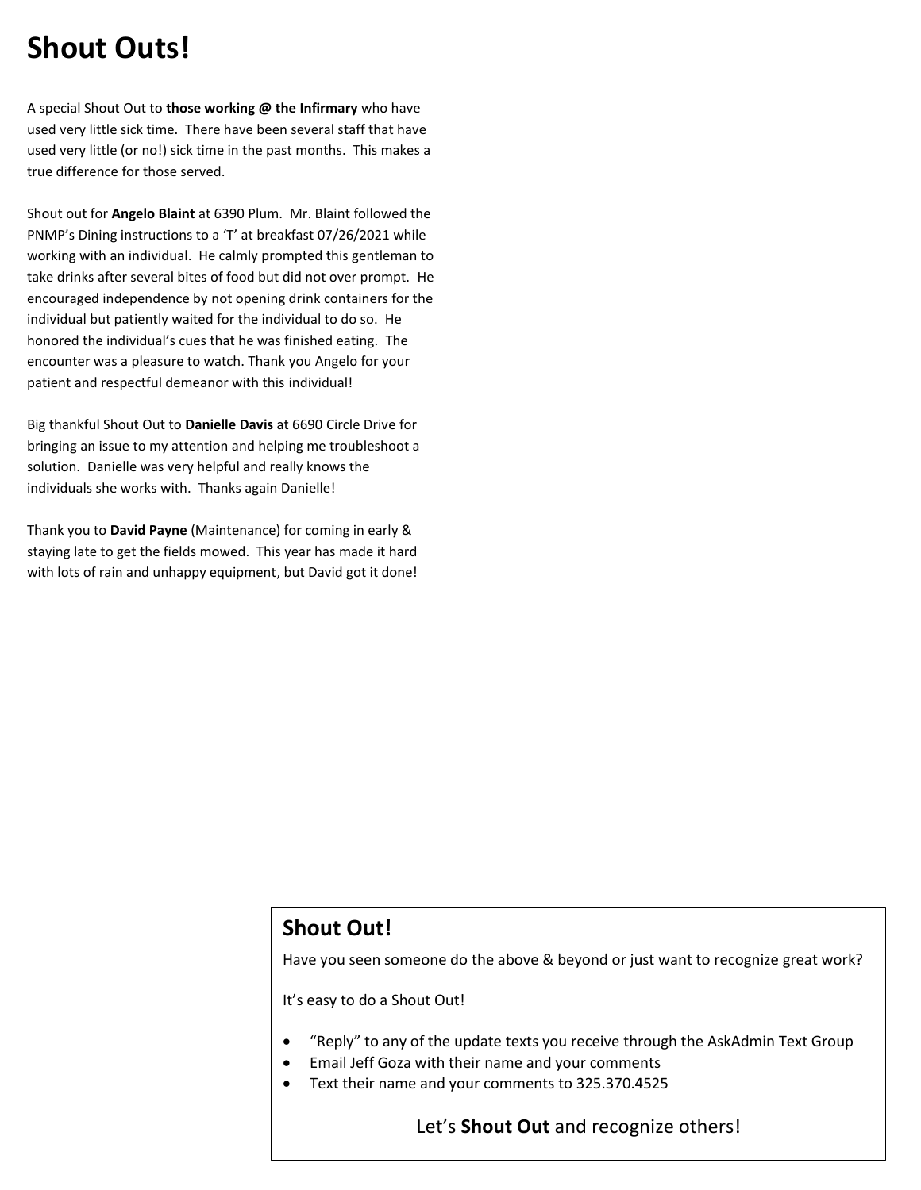# Shout Outs!

A special Shout Out to **those working @ the Infirmary** who have used very little sick time. There have been several staff that have used very little (or no!) sick time in the past months. This makes a true difference for those served.

Shout out for **Angelo Blaint** at 6390 Plum. Mr. Blaint followed the PNMP's Dining instructions to a 'T' at breakfast 07/26/2021 while working with an individual. He calmly prompted this gentleman to take drinks after several bites of food but did not over prompt. He encouraged independence by not opening drink containers for the individual but patiently waited for the individual to do so. He honored the individual's cues that he was finished eating. The encounter was a pleasure to watch. Thank you Angelo for your patient and respectful demeanor with this individual!

Big thankful Shout Out to **Danielle Davis** at 6690 Circle Drive for bringing an issue to my attention and helping me troubleshoot a solution. Danielle was very helpful and really knows the individuals she works with. Thanks again Danielle!

Thank you to **David Payne** (Maintenance) for coming in early & staying late to get the fields mowed. This year has made it hard with lots of rain and unhappy equipment, but David got it done!

## Shout Out!

Have you seen someone do the above & beyond or just want to recognize great work?

It's easy to do a Shout Out!

- "Reply" to any of the update texts you receive through the AskAdmin Text Group
- Email Jeff Goza with their name and your comments
- Text their name and your comments to 325.370.4525

Let's **Shout Out** and recognize others!